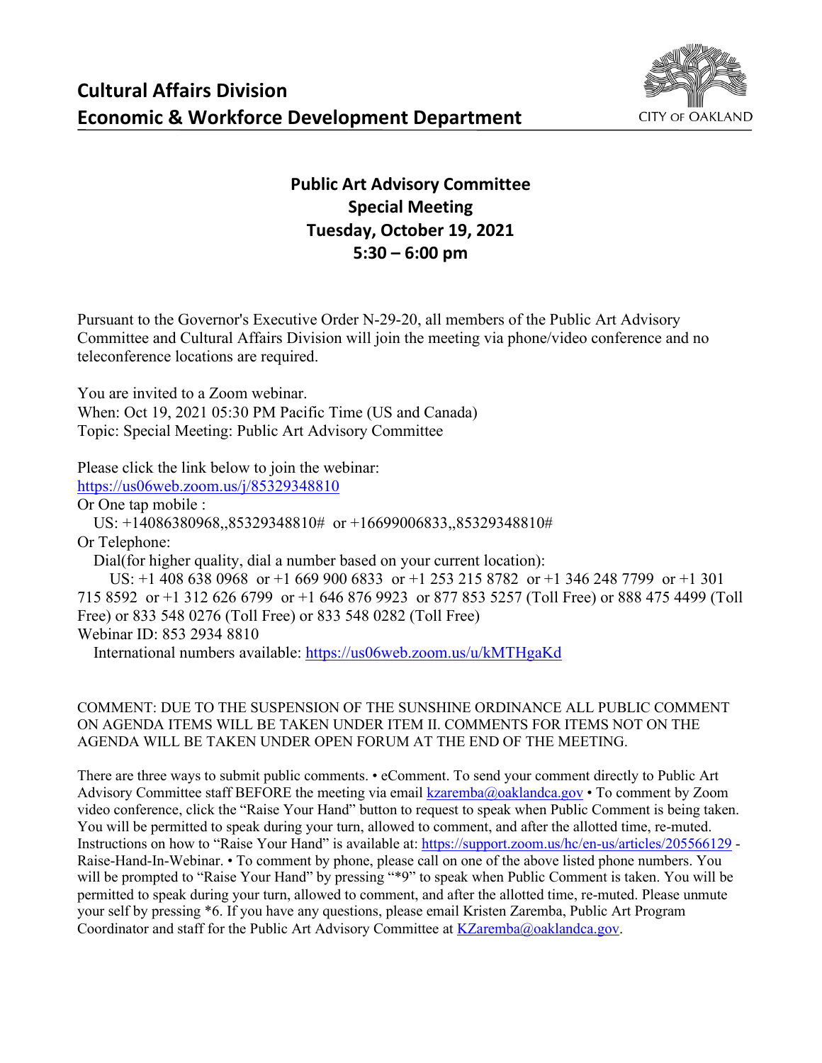# Cultural Affairs Division
# Economic & Workforce Development Department

CITY OF OAKLAND

## Public Art Advisory Committee
## Special Meeting
## Tuesday, October 19, 2021
## 5:30 – 6:00 pm

Pursuant to the Governor's Executive Order N-29-20, all members of the Public Art Advisory Committee and Cultural Affairs Division will join the meeting via phone/video conference and no teleconference locations are required.

You are invited to a Zoom webinar.
When: Oct 19, 2021 05:30 PM Pacific Time (US and Canada)
Topic: Special Meeting: Public Art Advisory Committee

Please click the link below to join the webinar:
https://us06web.zoom.us/j/85329348810
Or One tap mobile :
US: +14086380968,,85329348810# or +16699006833,,85329348810#
Or Telephone:
Dial(for higher quality, dial a number based on your current location):
US: +1 408 638 0968 or +1 669 900 6833 or +1 253 215 8782 or +1 346 248 7799 or +1 301 715 8592 or +1 312 626 6799 or +1 646 876 9923 or 877 853 5257 (Toll Free) or 888 475 4499 (Toll Free) or 833 548 0276 (Toll Free) or 833 548 0282 (Toll Free)
Webinar ID: 853 2934 8810
International numbers available: https://us06web.zoom.us/u/kMTHgaKd

COMMENT: DUE TO THE SUSPENSION OF THE SUNSHINE ORDINANCE ALL PUBLIC COMMENT ON AGENDA ITEMS WILL BE TAKEN UNDER ITEM II. COMMENTS FOR ITEMS NOT ON THE AGENDA WILL BE TAKEN UNDER OPEN FORUM AT THE END OF THE MEETING.

There are three ways to submit public comments. • eComment. To send your comment directly to Public Art Advisory Committee staff BEFORE the meeting via email kzaremba@oaklandca.gov • To comment by Zoom video conference, click the "Raise Your Hand" button to request to speak when Public Comment is being taken. You will be permitted to speak during your turn, allowed to comment, and after the allotted time, re-muted. Instructions on how to "Raise Your Hand" is available at: https://support.zoom.us/hc/en-us/articles/205566129 - Raise-Hand-In-Webinar. • To comment by phone, please call on one of the above listed phone numbers. You will be prompted to "Raise Your Hand" by pressing "*9" to speak when Public Comment is taken. You will be permitted to speak during your turn, allowed to comment, and after the allotted time, re-muted. Please unmute your self by pressing *6. If you have any questions, please email Kristen Zaremba, Public Art Program Coordinator and staff for the Public Art Advisory Committee at KZaremba@oaklandca.gov.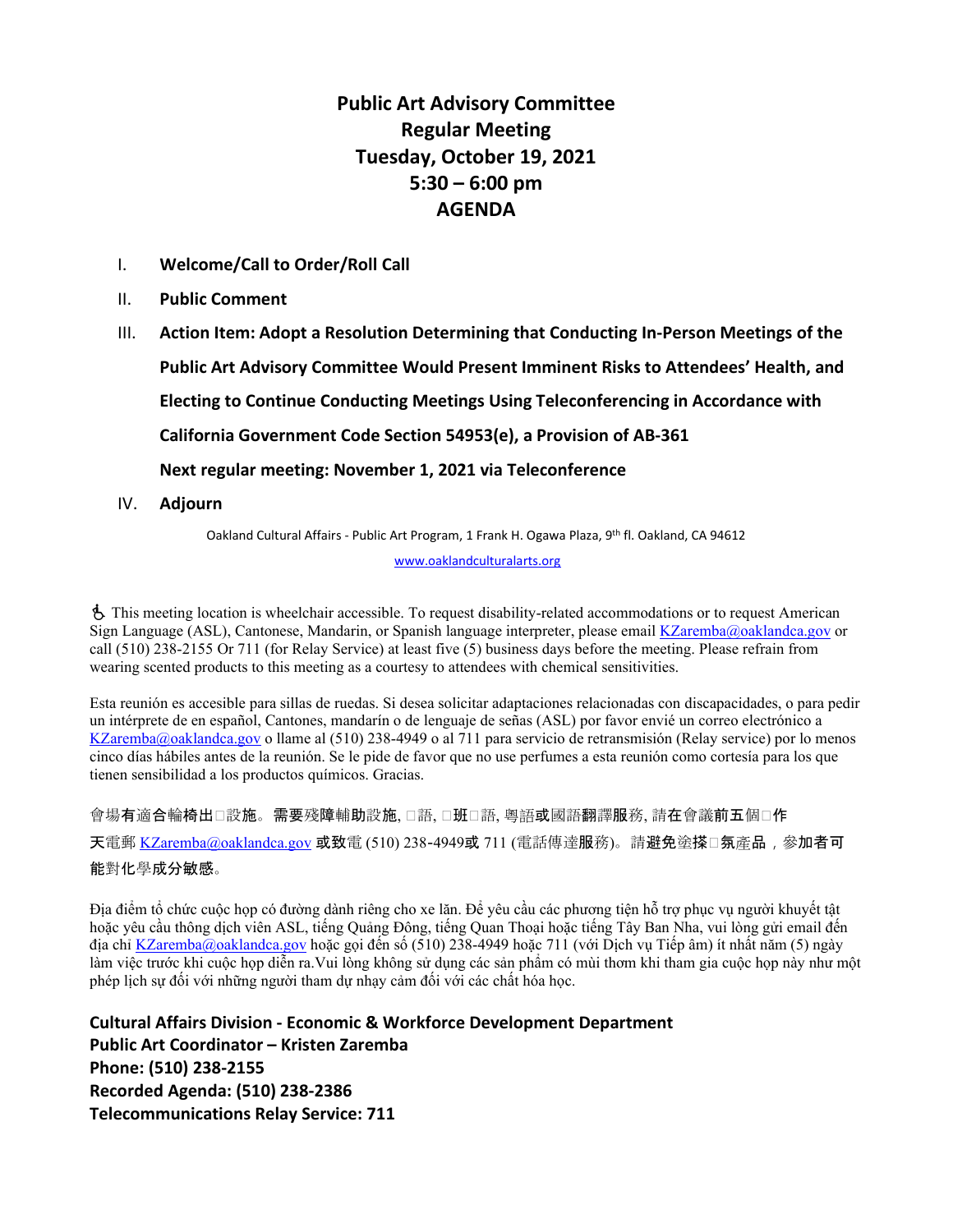# Public Art Advisory Committee
## Regular Meeting
## Tuesday, October 19, 2021
## 5:30 – 6:00 pm
## AGENDA

I. **Welcome/Call to Order/Roll Call**

II. **Public Comment**

III. **Action Item: Adopt a Resolution Determining that Conducting In-Person Meetings of the Public Art Advisory Committee Would Present Imminent Risks to Attendees' Health, and Electing to Continue Conducting Meetings Using Teleconferencing in Accordance with California Government Code Section 54953(e), a Provision of AB-361**

**Next regular meeting: November 1, 2021 via Teleconference**

IV. **Adjourn**

Oakland Cultural Affairs - Public Art Program, 1 Frank H. Ogawa Plaza, 9th fl. Oakland, CA 94612

www.oaklandculturalarts.org

♿ This meeting location is wheelchair accessible. To request disability-related accommodations or to request American Sign Language (ASL), Cantonese, Mandarin, or Spanish language interpreter, please email KZaremba@oaklandca.gov or call (510) 238-2155 Or 711 (for Relay Service) at least five (5) business days before the meeting. Please refrain from wearing scented products to this meeting as a courtesy to attendees with chemical sensitivities.

Esta reunión es accesible para sillas de ruedas. Si desea solicitar adaptaciones relacionadas con discapacidades, o para pedir un intérprete de en español, Cantones, mandarín o de lenguaje de señas (ASL) por favor envié un correo electrónico a KZaremba@oaklandca.gov o llame al (510) 238-4949 o al 711 para servicio de retransmisión (Relay service) por lo menos cinco días hábiles antes de la reunión. Se le pide de favor que no use perfumes a esta reunión como cortesía para los que tienen sensibilidad a los productos químicos. Gracias.

會場有適合輪椅出□設施。需要殘障輔助設施, □語, □班□語, 粵語或國語翻譯服務, 請在會議前五個□作天電郵 KZaremba@oaklandca.gov 或致電 (510) 238-4949或 711 (電話傳達服務)。請避免塗搽□氛產品，參加者可能對化學成分敏感。

Địa điểm tổ chức cuộc họp có đường dành riêng cho xe lăn. Để yêu cầu các phương tiện hỗ trợ phục vụ người khuyết tật hoặc yêu cầu thông dịch viên ASL, tiếng Quảng Đông, tiếng Quan Thoại hoặc tiếng Tây Ban Nha, vui lòng gửi email đến địa chỉ KZaremba@oaklandca.gov hoặc gọi đến số (510) 238-4949 hoặc 711 (với Dịch vụ Tiếp âm) ít nhất năm (5) ngày làm việc trước khi cuộc họp diễn ra.Vui lòng không sử dụng các sản phẩm có mùi thơm khi tham gia cuộc họp này như một phép lịch sự đối với những người tham dự nhạy cảm đối với các chất hóa học.

**Cultural Affairs Division - Economic & Workforce Development Department**
**Public Art Coordinator – Kristen Zaremba**
**Phone: (510) 238-2155**
**Recorded Agenda: (510) 238-2386**
**Telecommunications Relay Service: 711**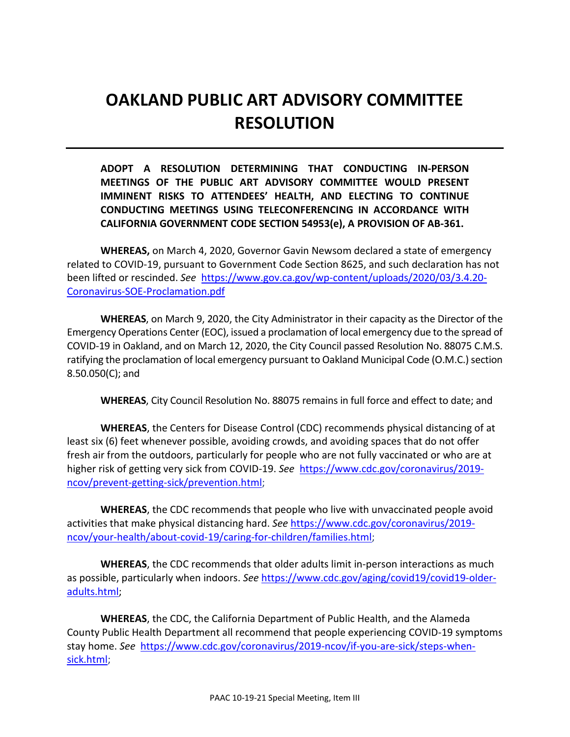# OAKLAND PUBLIC ART ADVISORY COMMITTEE RESOLUTION

**ADOPT A RESOLUTION DETERMINING THAT CONDUCTING IN-PERSON MEETINGS OF THE PUBLIC ART ADVISORY COMMITTEE WOULD PRESENT IMMINENT RISKS TO ATTENDEES' HEALTH, AND ELECTING TO CONTINUE CONDUCTING MEETINGS USING TELECONFERENCING IN ACCORDANCE WITH CALIFORNIA GOVERNMENT CODE SECTION 54953(e), A PROVISION OF AB-361.**

**WHEREAS,** on March 4, 2020, Governor Gavin Newsom declared a state of emergency related to COVID-19, pursuant to Government Code Section 8625, and such declaration has not been lifted or rescinded. *See* https://www.gov.ca.gov/wp-content/uploads/2020/03/3.4.20-Coronavirus-SOE-Proclamation.pdf

**WHEREAS**, on March 9, 2020, the City Administrator in their capacity as the Director of the Emergency Operations Center (EOC), issued a proclamation of local emergency due to the spread of COVID-19 in Oakland, and on March 12, 2020, the City Council passed Resolution No. 88075 C.M.S. ratifying the proclamation of local emergency pursuant to Oakland Municipal Code (O.M.C.) section 8.50.050(C); and

**WHEREAS**, City Council Resolution No. 88075 remains in full force and effect to date; and

**WHEREAS**, the Centers for Disease Control (CDC) recommends physical distancing of at least six (6) feet whenever possible, avoiding crowds, and avoiding spaces that do not offer fresh air from the outdoors, particularly for people who are not fully vaccinated or who are at higher risk of getting very sick from COVID-19. *See* https://www.cdc.gov/coronavirus/2019-ncov/prevent-getting-sick/prevention.html;

**WHEREAS**, the CDC recommends that people who live with unvaccinated people avoid activities that make physical distancing hard. *See* https://www.cdc.gov/coronavirus/2019-ncov/your-health/about-covid-19/caring-for-children/families.html;

**WHEREAS**, the CDC recommends that older adults limit in-person interactions as much as possible, particularly when indoors. *See* https://www.cdc.gov/aging/covid19/covid19-older-adults.html;

**WHEREAS**, the CDC, the California Department of Public Health, and the Alameda County Public Health Department all recommend that people experiencing COVID-19 symptoms stay home. *See* https://www.cdc.gov/coronavirus/2019-ncov/if-you-are-sick/steps-when-sick.html;

PAAC 10-19-21 Special Meeting, Item III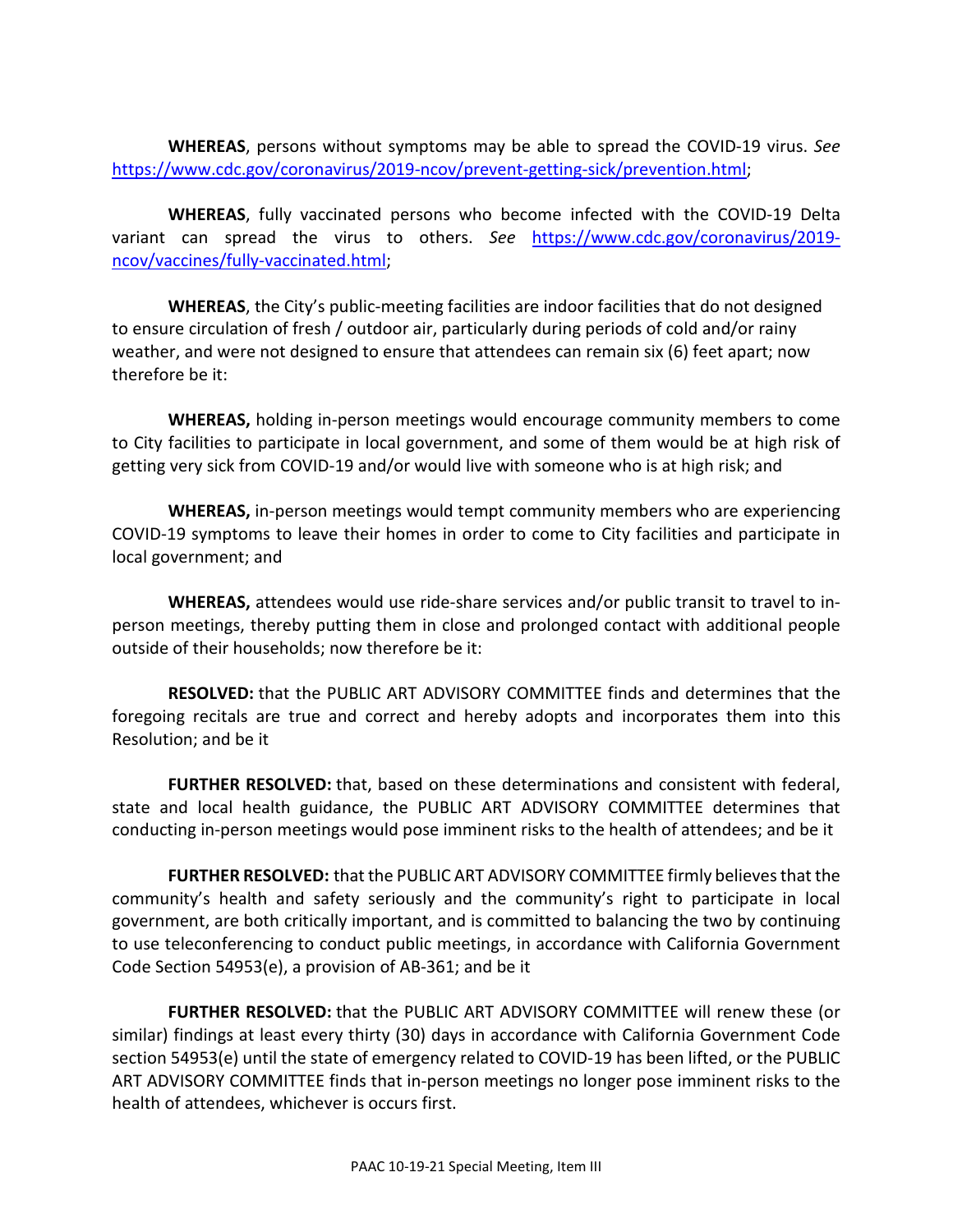**WHEREAS**, persons without symptoms may be able to spread the COVID-19 virus. *See* https://www.cdc.gov/coronavirus/2019-ncov/prevent-getting-sick/prevention.html;

**WHEREAS**, fully vaccinated persons who become infected with the COVID-19 Delta variant can spread the virus to others. *See* https://www.cdc.gov/coronavirus/2019-ncov/vaccines/fully-vaccinated.html;

**WHEREAS**, the City's public-meeting facilities are indoor facilities that do not designed to ensure circulation of fresh / outdoor air, particularly during periods of cold and/or rainy weather, and were not designed to ensure that attendees can remain six (6) feet apart; now therefore be it:

**WHEREAS,** holding in-person meetings would encourage community members to come to City facilities to participate in local government, and some of them would be at high risk of getting very sick from COVID-19 and/or would live with someone who is at high risk; and

**WHEREAS,** in-person meetings would tempt community members who are experiencing COVID-19 symptoms to leave their homes in order to come to City facilities and participate in local government; and

**WHEREAS,** attendees would use ride-share services and/or public transit to travel to in-person meetings, thereby putting them in close and prolonged contact with additional people outside of their households; now therefore be it:

**RESOLVED:** that the PUBLIC ART ADVISORY COMMITTEE finds and determines that the foregoing recitals are true and correct and hereby adopts and incorporates them into this Resolution; and be it

**FURTHER RESOLVED:** that, based on these determinations and consistent with federal, state and local health guidance, the PUBLIC ART ADVISORY COMMITTEE determines that conducting in-person meetings would pose imminent risks to the health of attendees; and be it

**FURTHER RESOLVED:** that the PUBLIC ART ADVISORY COMMITTEE firmly believes that the community's health and safety seriously and the community's right to participate in local government, are both critically important, and is committed to balancing the two by continuing to use teleconferencing to conduct public meetings, in accordance with California Government Code Section 54953(e), a provision of AB-361; and be it

**FURTHER RESOLVED:** that the PUBLIC ART ADVISORY COMMITTEE will renew these (or similar) findings at least every thirty (30) days in accordance with California Government Code section 54953(e) until the state of emergency related to COVID-19 has been lifted, or the PUBLIC ART ADVISORY COMMITTEE finds that in-person meetings no longer pose imminent risks to the health of attendees, whichever is occurs first.

PAAC 10-19-21 Special Meeting, Item III